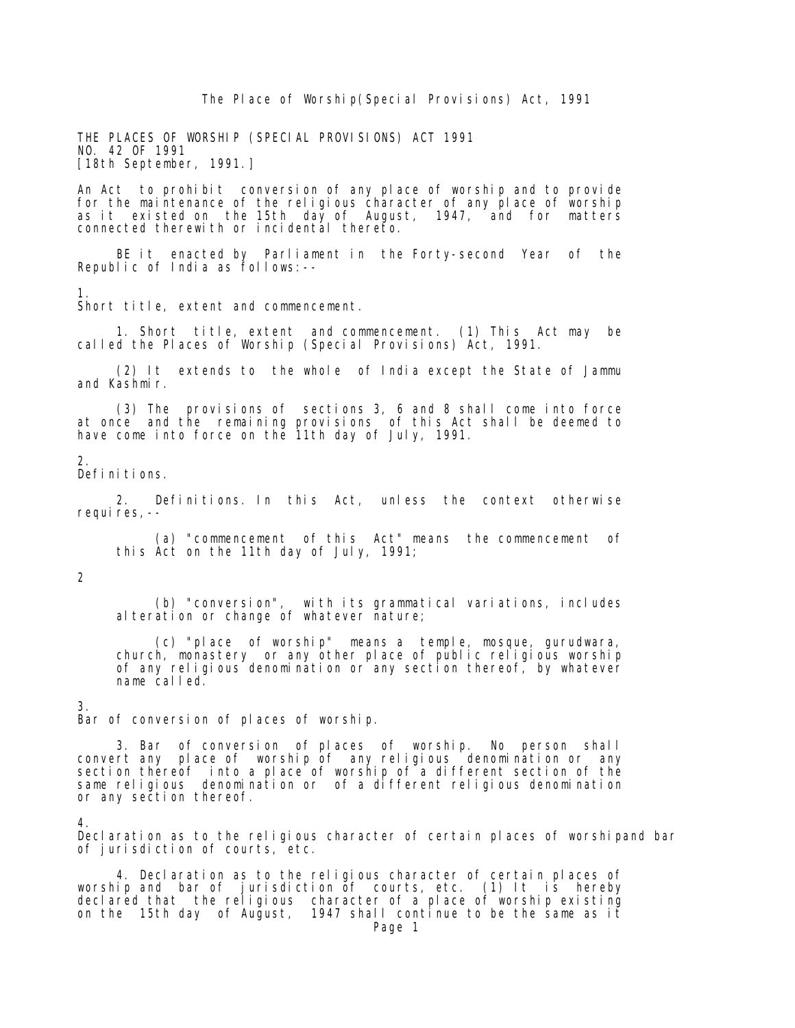THE PLACES OF WORSHIP (SPECIAL PROVISIONS) ACT 1991
NO. 42 OF 1991
[18th September, 1991.]

An Act to prohibit conversion of any place of worship and to provide for the maintenance of the religious character of any place of worship as it existed on the 15th day of August, 1947, and for matters connected therewith or incidental thereto.

BE it enacted by Parliament in the Forty-second Year of the Republic of India as follows:--

1.
Short title, extent and commencement.

1. Short title, extent and commencement. (1) This Act may be called the Places of Worship (Special Provisions) Act, 1991.

(2) It extends to the whole of India except the State of Jammu and Kashmir.

(3) The provisions of sections 3, 6 and 8 shall come into force at once and the remaining provisions of this Act shall be deemed to have come into force on the 11th day of July, 1991.

2.
Definitions.

2. Definitions. In this Act, unless the context otherwise requires,--

(a) "commencement of this Act" means the commencement of this Act on the 11th day of July, 1991;

(b) "conversion", with its grammatical variations, includes alteration or change of whatever nature;

(c) "place of worship" means a temple, mosque, gurudwara, church, monastery or any other place of public religious worship of any religious denomination or any section thereof, by whatever name called.

3.
Bar of conversion of places of worship.

3. Bar of conversion of places of worship. No person shall convert any place of worship of any religious denomination or any section thereof into a place of worship of a different section of the same religious denomination or of a different religious denomination or any section thereof.

4.
Declaration as to the religious character of certain places of worshipand bar of jurisdiction of courts, etc.

4. Declaration as to the religious character of certain places of worship and bar of jurisdiction of courts, etc. (1) It is hereby declared that the religious character of a place of worship existing on the 15th day of August, 1947 shall continue to be the same as it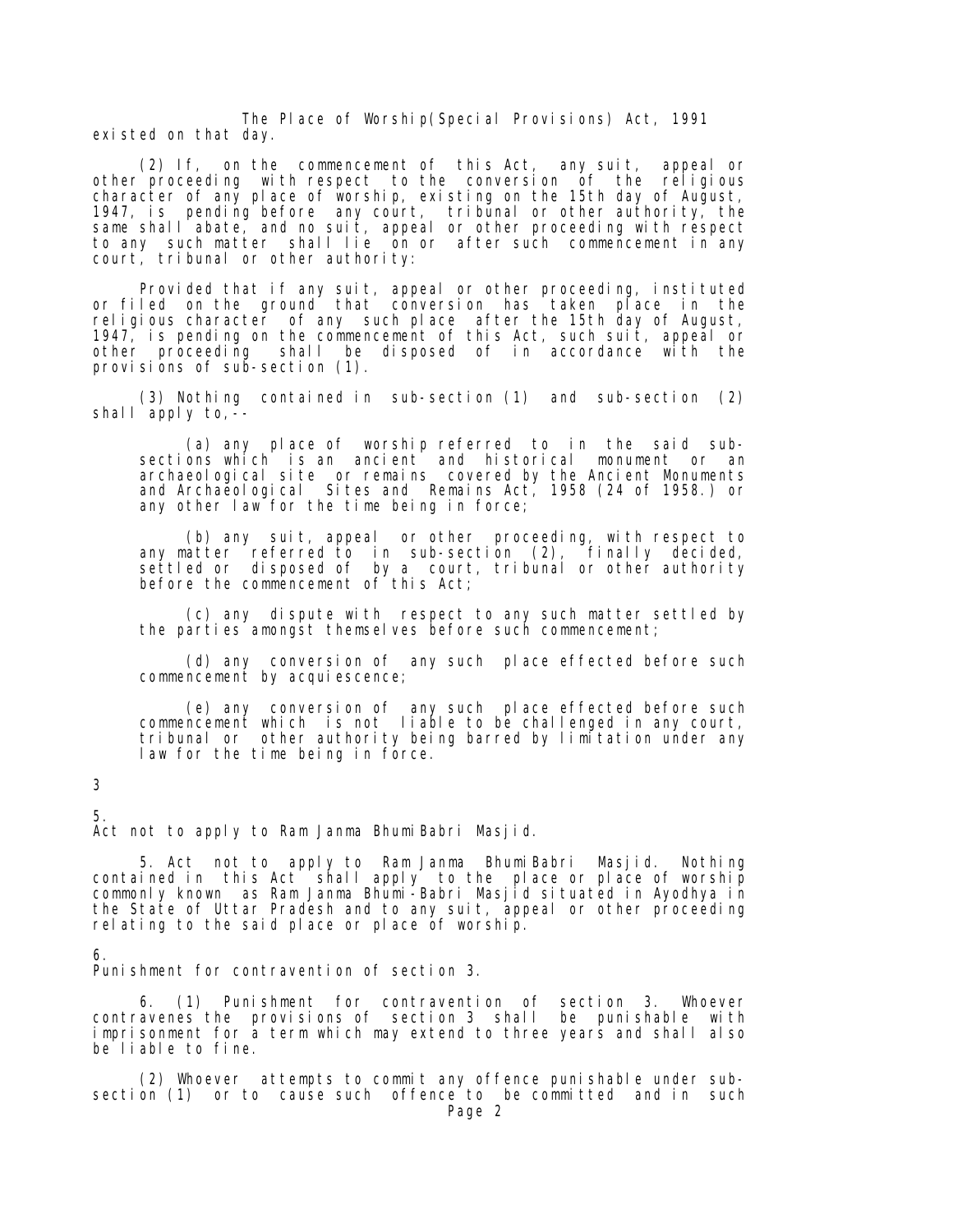existed on that day.

(2) If, on the commencement of this Act, any suit, appeal or other proceeding with respect to the conversion of the religious character of any place of worship, existing on the 15th day of August, 1947, is pending before any court, tribunal or other authority, the same shall abate, and no suit, appeal or other proceeding with respect to any such matter shall lie on or after such commencement in any court, tribunal or other authority:

Provided that if any suit, appeal or other proceeding, instituted or filed on the ground that conversion has taken place in the religious character of any such place after the 15th day of August, 1947, is pending on the commencement of this Act, such suit, appeal or other proceeding shall be disposed of in accordance with the provisions of sub-section (1).

(3) Nothing contained in sub-section (1) and sub-section (2) shall apply to,--

(a) any place of worship referred to in the said sub-sections which is an ancient and historical monument or an archaeological site or remains covered by the Ancient Monuments and Archaeological Sites and Remains Act, 1958 (24 of 1958.) or any other law for the time being in force;

(b) any suit, appeal or other proceeding, with respect to any matter referred to in sub-section (2), finally decided, settled or disposed of by a court, tribunal or other authority before the commencement of this Act;

(c) any dispute with respect to any such matter settled by the parties amongst themselves before such commencement;

(d) any conversion of any such place effected before such commencement by acquiescence;

(e) any conversion of any such place effected before such commencement which is not liable to be challenged in any court, tribunal or other authority being barred by limitation under any law for the time being in force.

3

5.
Act not to apply to Ram Janma BhumiBabri Masjid.

5. Act not to apply to Ram Janma BhumiBabri Masjid. Nothing contained in this Act shall apply to the place or place of worship commonly known as Ram Janma Bhumi-Babri Masjid situated in Ayodhya in the State of Uttar Pradesh and to any suit, appeal or other proceeding relating to the said place or place of worship.

6.
Punishment for contravention of section 3.

6. (1) Punishment for contravention of section 3. Whoever contravenes the provisions of section 3 shall be punishable with imprisonment for a term which may extend to three years and shall also be liable to fine.

(2) Whoever attempts to commit any offence punishable under sub-section (1) or to cause such offence to be committed and in such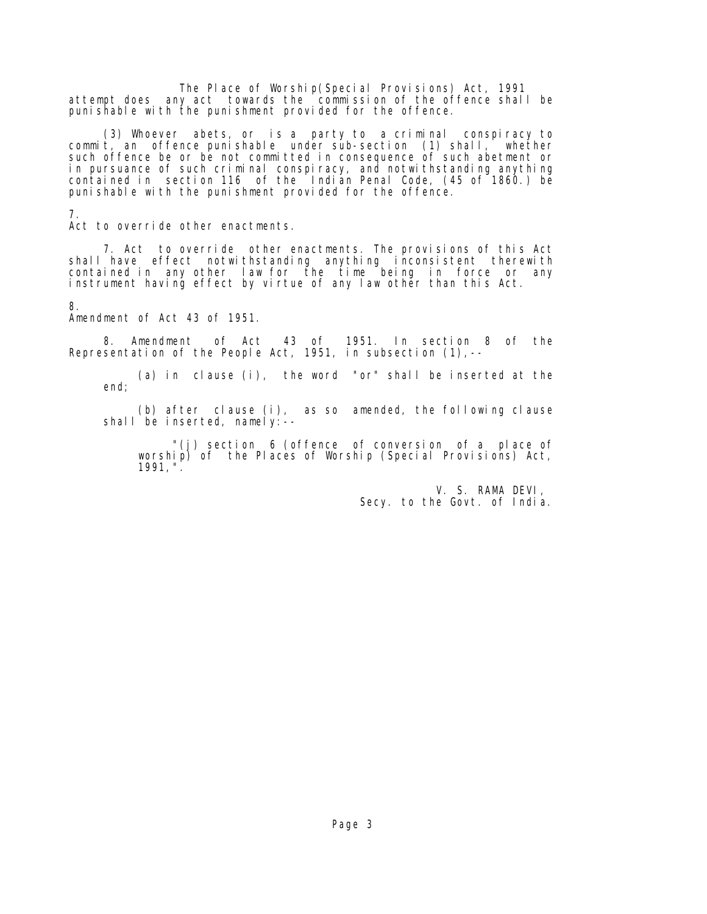attempt does any act towards the commission of the offence shall be punishable with the punishment provided for the offence.

(3) Whoever abets, or is a party to a criminal conspiracy to commit, an offence punishable under sub-section (1) shall, whether such offence be or be not committed in consequence of such abetment or in pursuance of such criminal conspiracy, and notwithstanding anything contained in section 116 of the Indian Penal Code, (45 of 1860.) be punishable with the punishment provided for the offence.

7.
Act to override other enactments.

7. Act to override other enactments. The provisions of this Act shall have effect notwithstanding anything inconsistent therewith contained in any other law for the time being in force or any instrument having effect by virtue of any law other than this Act.

8.
Amendment of Act 43 of 1951.

8. Amendment of Act 43 of 1951. In section 8 of the Representation of the People Act, 1951, in subsection (1),--

(a) in clause (i), the word "or" shall be inserted at the end;

(b) after clause (i), as so amended, the following clause shall be inserted, namely:--

"(j) section 6 (offence of conversion of a place of worship) of the Places of Worship (Special Provisions) Act, 1991,".

V. S. RAMA DEVI,
Secy. to the Govt. of India.